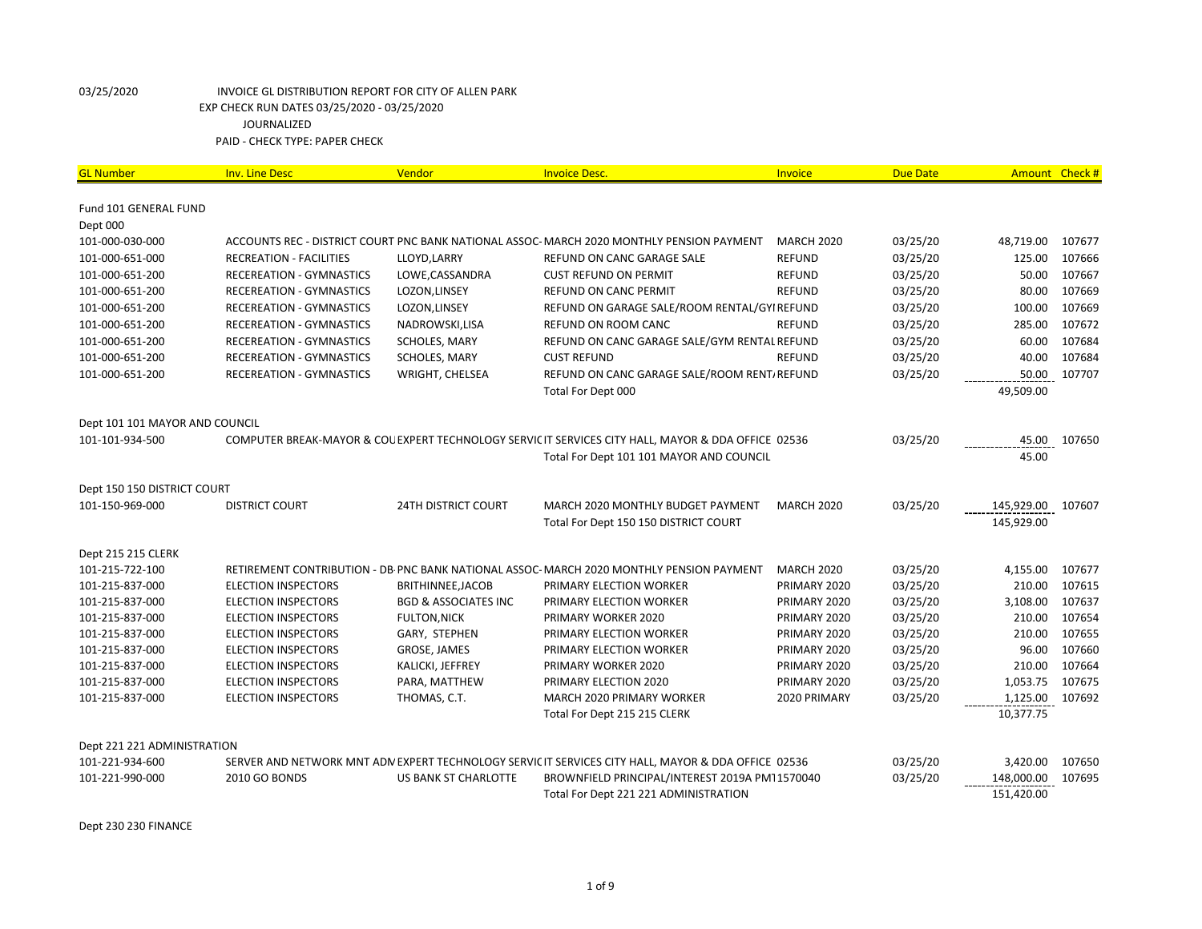03/25/2020 INVOICE GL DISTRIBUTION REPORT FOR CITY OF ALLEN PARK
EXP CHECK RUN DATES 03/25/2020 - 03/25/2020
JOURNALIZED
PAID - CHECK TYPE: PAPER CHECK

| GL Number | Inv. Line Desc | Vendor | Invoice Desc. | Invoice | Due Date | Amount | Check # |
|---|---|---|---|---|---|---|---|
| Fund 101 GENERAL FUND | | | | | | | |
| Dept 000 | | | | | | | |
| 101-000-030-000 | ACCOUNTS REC - DISTRICT COURT | PNC BANK NATIONAL ASSOC- | MARCH 2020 MONTHLY PENSION PAYMENT | MARCH 2020 | 03/25/20 | 48,719.00 | 107677 |
| 101-000-651-000 | RECREATION - FACILITIES | LLOYD,LARRY | REFUND ON CANC GARAGE SALE | REFUND | 03/25/20 | 125.00 | 107666 |
| 101-000-651-200 | RECEREATION - GYMNASTICS | LOWE,CASSANDRA | CUST REFUND ON PERMIT | REFUND | 03/25/20 | 50.00 | 107667 |
| 101-000-651-200 | RECEREATION - GYMNASTICS | LOZON,LINSEY | REFUND ON CANC PERMIT | REFUND | 03/25/20 | 80.00 | 107669 |
| 101-000-651-200 | RECEREATION - GYMNASTICS | LOZON,LINSEY | REFUND ON GARAGE SALE/ROOM RENTAL/GYI | REFUND | 03/25/20 | 100.00 | 107669 |
| 101-000-651-200 | RECEREATION - GYMNASTICS | NADROWSKI,LISA | REFUND ON ROOM CANC | REFUND | 03/25/20 | 285.00 | 107672 |
| 101-000-651-200 | RECEREATION - GYMNASTICS | SCHOLES, MARY | REFUND ON CANC GARAGE SALE/GYM RENTAL | REFUND | 03/25/20 | 60.00 | 107684 |
| 101-000-651-200 | RECEREATION - GYMNASTICS | SCHOLES, MARY | CUST REFUND | REFUND | 03/25/20 | 40.00 | 107684 |
| 101-000-651-200 | RECEREATION - GYMNASTICS | WRIGHT, CHELSEA | REFUND ON CANC GARAGE SALE/ROOM RENT/ | REFUND | 03/25/20 | 50.00 | 107707 |
| | | | Total For Dept 000 | | | 49,509.00 | |
| Dept 101 101 MAYOR AND COUNCIL | | | | | | | |
| 101-101-934-500 | COMPUTER BREAK-MAYOR & COU | EXPERT TECHNOLOGY SERVIC | IT SERVICES CITY HALL, MAYOR & DDA OFFICE | 02536 | 03/25/20 | 45.00 | 107650 |
| | | | Total For Dept 101 101 MAYOR AND COUNCIL | | | 45.00 | |
| Dept 150 150 DISTRICT COURT | | | | | | | |
| 101-150-969-000 | DISTRICT COURT | 24TH DISTRICT COURT | MARCH 2020 MONTHLY BUDGET PAYMENT | MARCH 2020 | 03/25/20 | 145,929.00 | 107607 |
| | | | Total For Dept 150 150 DISTRICT COURT | | | 145,929.00 | |
| Dept 215 215 CLERK | | | | | | | |
| 101-215-722-100 | RETIREMENT CONTRIBUTION - DB | PNC BANK NATIONAL ASSOC- | MARCH 2020 MONTHLY PENSION PAYMENT | MARCH 2020 | 03/25/20 | 4,155.00 | 107677 |
| 101-215-837-000 | ELECTION INSPECTORS | BRITHINNEE,JACOB | PRIMARY ELECTION WORKER | PRIMARY 2020 | 03/25/20 | 210.00 | 107615 |
| 101-215-837-000 | ELECTION INSPECTORS | BGD & ASSOCIATES INC | PRIMARY ELECTION WORKER | PRIMARY 2020 | 03/25/20 | 3,108.00 | 107637 |
| 101-215-837-000 | ELECTION INSPECTORS | FULTON,NICK | PRIMARY WORKER 2020 | PRIMARY 2020 | 03/25/20 | 210.00 | 107654 |
| 101-215-837-000 | ELECTION INSPECTORS | GARY, STEPHEN | PRIMARY ELECTION WORKER | PRIMARY 2020 | 03/25/20 | 210.00 | 107655 |
| 101-215-837-000 | ELECTION INSPECTORS | GROSE, JAMES | PRIMARY ELECTION WORKER | PRIMARY 2020 | 03/25/20 | 96.00 | 107660 |
| 101-215-837-000 | ELECTION INSPECTORS | KALICKI, JEFFREY | PRIMARY WORKER 2020 | PRIMARY 2020 | 03/25/20 | 210.00 | 107664 |
| 101-215-837-000 | ELECTION INSPECTORS | PARA, MATTHEW | PRIMARY ELECTION 2020 | PRIMARY 2020 | 03/25/20 | 1,053.75 | 107675 |
| 101-215-837-000 | ELECTION INSPECTORS | THOMAS, C.T. | MARCH 2020 PRIMARY WORKER | 2020 PRIMARY | 03/25/20 | 1,125.00 | 107692 |
| | | | Total For Dept 215 215 CLERK | | | 10,377.75 | |
| Dept 221 221 ADMINISTRATION | | | | | | | |
| 101-221-934-600 | SERVER AND NETWORK MNT ADM | EXPERT TECHNOLOGY SERVIC | IT SERVICES CITY HALL, MAYOR & DDA OFFICE | 02536 | 03/25/20 | 3,420.00 | 107650 |
| 101-221-990-000 | 2010 GO BONDS | US BANK ST CHARLOTTE | BROWNFIELD PRINCIPAL/INTEREST 2019A PM | 11570040 | 03/25/20 | 148,000.00 | 107695 |
| | | | Total For Dept 221 221 ADMINISTRATION | | | 151,420.00 | |
| Dept 230 230 FINANCE | | | | | | | |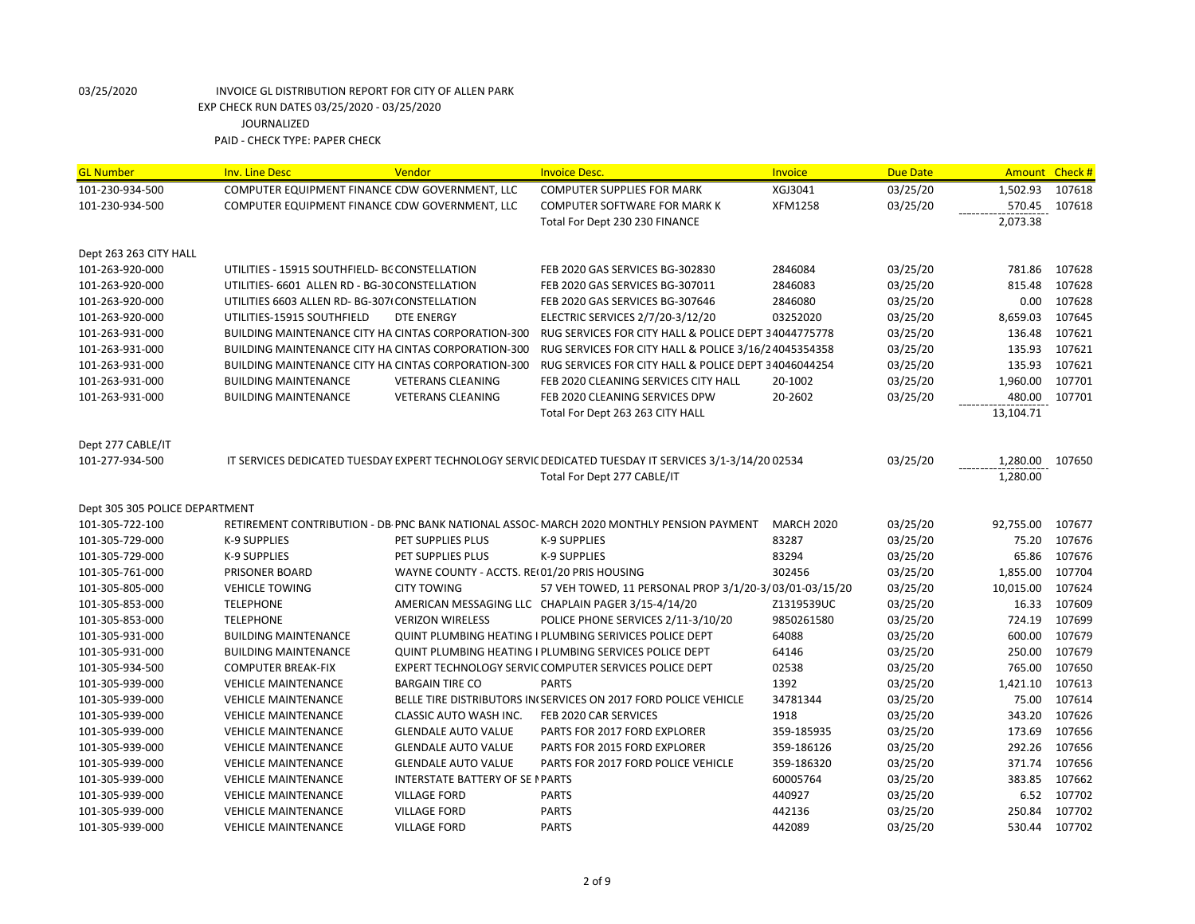03/25/2020 INVOICE GL DISTRIBUTION REPORT FOR CITY OF ALLEN PARK
EXP CHECK RUN DATES 03/25/2020 - 03/25/2020
JOURNALIZED
PAID - CHECK TYPE: PAPER CHECK

| GL Number | Inv. Line Desc | Vendor | Invoice Desc. | Invoice | Due Date | Amount | Check # |
|---|---|---|---|---|---|---|---|
| 101-230-934-500 | COMPUTER EQUIPMENT FINANCE | CDW GOVERNMENT, LLC | COMPUTER SUPPLIES FOR MARK | XGJ3041 | 03/25/20 | 1,502.93 | 107618 |
| 101-230-934-500 | COMPUTER EQUIPMENT FINANCE | CDW GOVERNMENT, LLC | COMPUTER SOFTWARE FOR MARK K | XFM1258 | 03/25/20 | 570.45 | 107618 |
| | | | Total For Dept 230 230 FINANCE | | | 2,073.38 | |
| Dept 263 263 CITY HALL | | | | | | | |
| 101-263-920-000 | UTILITIES - 15915 SOUTHFIELD- BG | CONSTELLATION | FEB 2020 GAS SERVICES BG-302830 | 2846084 | 03/25/20 | 781.86 | 107628 |
| 101-263-920-000 | UTILITIES- 6601 ALLEN RD - BG-30 | CONSTELLATION | FEB 2020 GAS SERVICES BG-307011 | 2846083 | 03/25/20 | 815.48 | 107628 |
| 101-263-920-000 | UTILITIES 6603 ALLEN RD- BG-307( | CONSTELLATION | FEB 2020 GAS SERVICES BG-307646 | 2846080 | 03/25/20 | 0.00 | 107628 |
| 101-263-920-000 | UTILITIES-15915 SOUTHFIELD | DTE ENERGY | ELECTRIC SERVICES 2/7/20-3/12/20 | 03252020 | 03/25/20 | 8,659.03 | 107645 |
| 101-263-931-000 | BUILDING MAINTENANCE CITY HA | CINTAS CORPORATION-300 | RUG SERVICES FOR CITY HALL & POLICE DEPT 3 | 4044775778 | 03/25/20 | 136.48 | 107621 |
| 101-263-931-000 | BUILDING MAINTENANCE CITY HA | CINTAS CORPORATION-300 | RUG SERVICES FOR CITY HALL & POLICE 3/16/2 | 4045354358 | 03/25/20 | 135.93 | 107621 |
| 101-263-931-000 | BUILDING MAINTENANCE CITY HA | CINTAS CORPORATION-300 | RUG SERVICES FOR CITY HALL & POLICE DEPT 3 | 4046044254 | 03/25/20 | 135.93 | 107621 |
| 101-263-931-000 | BUILDING MAINTENANCE | VETERANS CLEANING | FEB 2020 CLEANING SERVICES CITY HALL | 20-1002 | 03/25/20 | 1,960.00 | 107701 |
| 101-263-931-000 | BUILDING MAINTENANCE | VETERANS CLEANING | FEB 2020 CLEANING SERVICES DPW | 20-2602 | 03/25/20 | 480.00 | 107701 |
| | | | Total For Dept 263 263 CITY HALL | | | 13,104.71 | |
| Dept 277 CABLE/IT | | | | | | | |
| 101-277-934-500 | IT SERVICES DEDICATED TUESDAY | EXPERT TECHNOLOGY SERVIC | DEDICATED TUESDAY IT SERVICES 3/1-3/14/20 | 02534 | 03/25/20 | 1,280.00 | 107650 |
| | | | Total For Dept 277 CABLE/IT | | | 1,280.00 | |
| Dept 305 305 POLICE DEPARTMENT | | | | | | | |
| 101-305-722-100 | RETIREMENT CONTRIBUTION - DB | PNC BANK NATIONAL ASSOC | MARCH 2020 MONTHLY PENSION PAYMENT | MARCH 2020 | 03/25/20 | 92,755.00 | 107677 |
| 101-305-729-000 | K-9 SUPPLIES | PET SUPPLIES PLUS | K-9 SUPPLIES | 83287 | 03/25/20 | 75.20 | 107676 |
| 101-305-729-000 | K-9 SUPPLIES | PET SUPPLIES PLUS | K-9 SUPPLIES | 83294 | 03/25/20 | 65.86 | 107676 |
| 101-305-761-000 | PRISONER BOARD | WAYNE COUNTY - ACCTS. RE( | 01/20 PRIS HOUSING | 302456 | 03/25/20 | 1,855.00 | 107704 |
| 101-305-805-000 | VEHICLE TOWING | CITY TOWING | 57 VEH TOWED, 11 PERSONAL PROP 3/1/20-3/ | 03/01-03/15/20 | 03/25/20 | 10,015.00 | 107624 |
| 101-305-853-000 | TELEPHONE | AMERICAN MESSAGING LLC | CHAPLAIN PAGER 3/15-4/14/20 | Z1319539UC | 03/25/20 | 16.33 | 107609 |
| 101-305-853-000 | TELEPHONE | VERIZON WIRELESS | POLICE PHONE SERVICES 2/11-3/10/20 | 9850261580 | 03/25/20 | 724.19 | 107699 |
| 101-305-931-000 | BUILDING MAINTENANCE | QUINT PLUMBING HEATING I | PLUMBING SERIVICES POLICE DEPT | 64088 | 03/25/20 | 600.00 | 107679 |
| 101-305-931-000 | BUILDING MAINTENANCE | QUINT PLUMBING HEATING I | PLUMBING SERVICES POLICE DEPT | 64146 | 03/25/20 | 250.00 | 107679 |
| 101-305-934-500 | COMPUTER BREAK-FIX | EXPERT TECHNOLOGY SERVIC | COMPUTER SERVICES POLICE DEPT | 02538 | 03/25/20 | 765.00 | 107650 |
| 101-305-939-000 | VEHICLE MAINTENANCE | BARGAIN TIRE CO | PARTS | 1392 | 03/25/20 | 1,421.10 | 107613 |
| 101-305-939-000 | VEHICLE MAINTENANCE | BELLE TIRE DISTRIBUTORS IN( | SERVICES ON 2017 FORD POLICE VEHICLE | 34781344 | 03/25/20 | 75.00 | 107614 |
| 101-305-939-000 | VEHICLE MAINTENANCE | CLASSIC AUTO WASH INC. | FEB 2020 CAR SERVICES | 1918 | 03/25/20 | 343.20 | 107626 |
| 101-305-939-000 | VEHICLE MAINTENANCE | GLENDALE AUTO VALUE | PARTS FOR 2017 FORD EXPLORER | 359-185935 | 03/25/20 | 173.69 | 107656 |
| 101-305-939-000 | VEHICLE MAINTENANCE | GLENDALE AUTO VALUE | PARTS FOR 2015 FORD EXPLORER | 359-186126 | 03/25/20 | 292.26 | 107656 |
| 101-305-939-000 | VEHICLE MAINTENANCE | GLENDALE AUTO VALUE | PARTS FOR 2017 FORD POLICE VEHICLE | 359-186320 | 03/25/20 | 371.74 | 107656 |
| 101-305-939-000 | VEHICLE MAINTENANCE | INTERSTATE BATTERY OF SE I | PARTS | 60005764 | 03/25/20 | 383.85 | 107662 |
| 101-305-939-000 | VEHICLE MAINTENANCE | VILLAGE FORD | PARTS | 440927 | 03/25/20 | 6.52 | 107702 |
| 101-305-939-000 | VEHICLE MAINTENANCE | VILLAGE FORD | PARTS | 442136 | 03/25/20 | 250.84 | 107702 |
| 101-305-939-000 | VEHICLE MAINTENANCE | VILLAGE FORD | PARTS | 442089 | 03/25/20 | 530.44 | 107702 |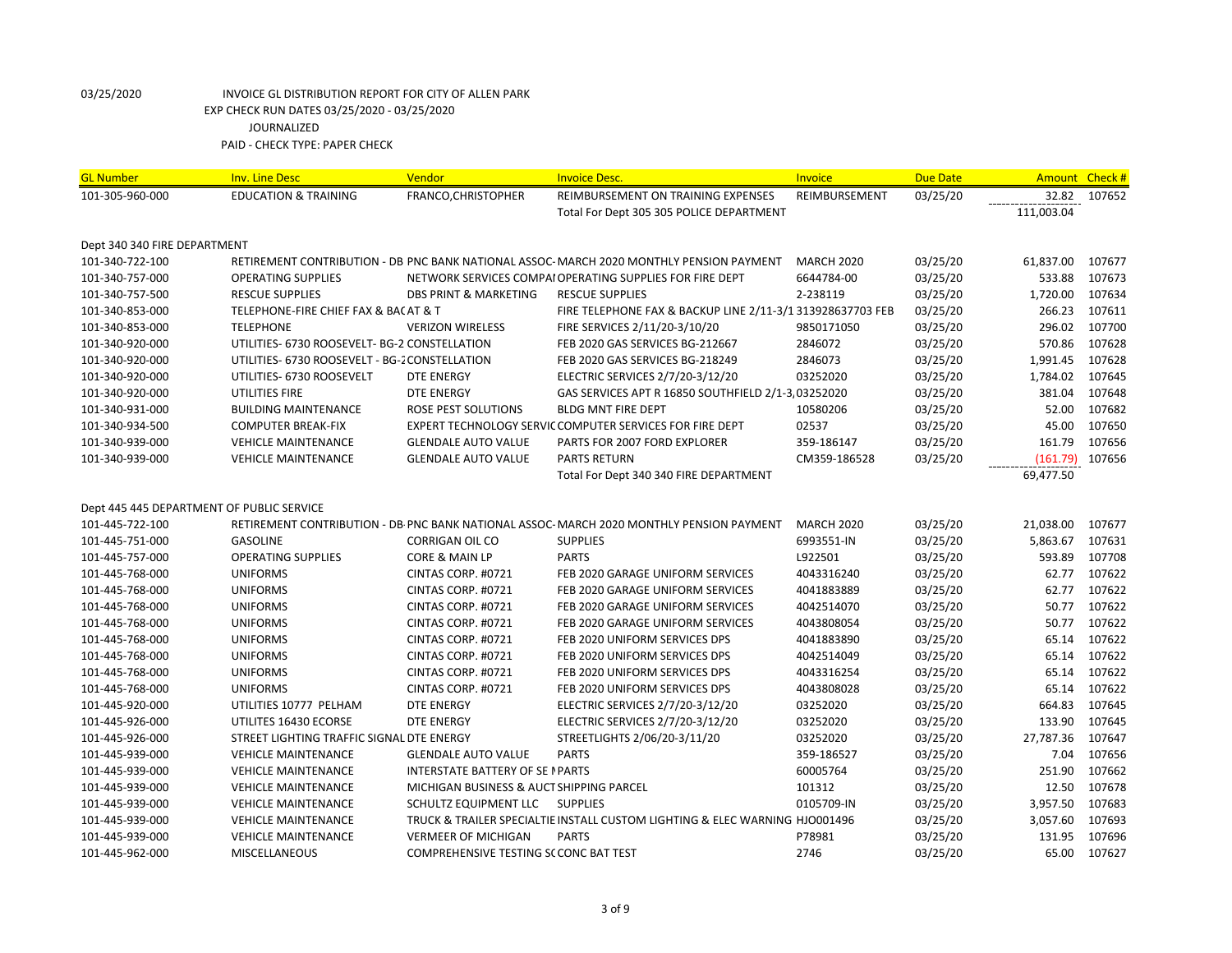03/25/2020 INVOICE GL DISTRIBUTION REPORT FOR CITY OF ALLEN PARK

EXP CHECK RUN DATES 03/25/2020 - 03/25/2020

JOURNALIZED

PAID - CHECK TYPE: PAPER CHECK

| GL Number | Inv. Line Desc | Vendor | Invoice Desc. | Invoice | Due Date | Amount | Check # |
|---|---|---|---|---|---|---|---|
| 101-305-960-000 | EDUCATION & TRAINING | FRANCO,CHRISTOPHER | REIMBURSEMENT ON TRAINING EXPENSES | REIMBURSEMENT | 03/25/20 | 32.82 | 107652 |
| | | | Total For Dept 305 305 POLICE DEPARTMENT | | | 111,003.04 | |
| Dept 340 340 FIRE DEPARTMENT | | | | | | | |
| 101-340-722-100 | RETIREMENT CONTRIBUTION - DB | PNC BANK NATIONAL ASSOC | MARCH 2020 MONTHLY PENSION PAYMENT | MARCH 2020 | 03/25/20 | 61,837.00 | 107677 |
| 101-340-757-000 | OPERATING SUPPLIES | NETWORK SERVICES COMPAI | OPERATING SUPPLIES FOR FIRE DEPT | 6644784-00 | 03/25/20 | 533.88 | 107673 |
| 101-340-757-500 | RESCUE SUPPLIES | DBS PRINT & MARKETING | RESCUE SUPPLIES | 2-238119 | 03/25/20 | 1,720.00 | 107634 |
| 101-340-853-000 | TELEPHONE-FIRE CHIEF FAX & BAC | AT & T | FIRE TELEPHONE FAX & BACKUP LINE 2/11-3/1 | 313928637703 FEB | 03/25/20 | 266.23 | 107611 |
| 101-340-853-000 | TELEPHONE | VERIZON WIRELESS | FIRE SERVICES 2/11/20-3/10/20 | 9850171050 | 03/25/20 | 296.02 | 107700 |
| 101-340-920-000 | UTILITIES- 6730 ROOSEVELT- BG-2 | CONSTELLATION | FEB 2020 GAS SERVICES BG-212667 | 2846072 | 03/25/20 | 570.86 | 107628 |
| 101-340-920-000 | UTILITIES- 6730 ROOSEVELT - BG-2 | CONSTELLATION | FEB 2020 GAS SERVICES BG-218249 | 2846073 | 03/25/20 | 1,991.45 | 107628 |
| 101-340-920-000 | UTILITIES- 6730 ROOSEVELT | DTE ENERGY | ELECTRIC SERVICES 2/7/20-3/12/20 | 03252020 | 03/25/20 | 1,784.02 | 107645 |
| 101-340-920-000 | UTILITIES FIRE | DTE ENERGY | GAS SERVICES APT R 16850 SOUTHFIELD 2/1-3, | 03252020 | 03/25/20 | 381.04 | 107648 |
| 101-340-931-000 | BUILDING MAINTENANCE | ROSE PEST SOLUTIONS | BLDG MNT FIRE DEPT | 10580206 | 03/25/20 | 52.00 | 107682 |
| 101-340-934-500 | COMPUTER BREAK-FIX | EXPERT TECHNOLOGY SERVIC | COMPUTER SERVICES FOR FIRE DEPT | 02537 | 03/25/20 | 45.00 | 107650 |
| 101-340-939-000 | VEHICLE MAINTENANCE | GLENDALE AUTO VALUE | PARTS FOR 2007 FORD EXPLORER | 359-186147 | 03/25/20 | 161.79 | 107656 |
| 101-340-939-000 | VEHICLE MAINTENANCE | GLENDALE AUTO VALUE | PARTS RETURN | CM359-186528 | 03/25/20 | (161.79) | 107656 |
| | | | Total For Dept 340 340 FIRE DEPARTMENT | | | 69,477.50 | |
| Dept 445 445 DEPARTMENT OF PUBLIC SERVICE | | | | | | | |
| 101-445-722-100 | RETIREMENT CONTRIBUTION - DB | PNC BANK NATIONAL ASSOC | MARCH 2020 MONTHLY PENSION PAYMENT | MARCH 2020 | 03/25/20 | 21,038.00 | 107677 |
| 101-445-751-000 | GASOLINE | CORRIGAN OIL CO | SUPPLIES | 6993551-IN | 03/25/20 | 5,863.67 | 107631 |
| 101-445-757-000 | OPERATING SUPPLIES | CORE & MAIN LP | PARTS | L922501 | 03/25/20 | 593.89 | 107708 |
| 101-445-768-000 | UNIFORMS | CINTAS CORP. #0721 | FEB 2020 GARAGE UNIFORM SERVICES | 4043316240 | 03/25/20 | 62.77 | 107622 |
| 101-445-768-000 | UNIFORMS | CINTAS CORP. #0721 | FEB 2020 GARAGE UNIFORM SERVICES | 4041883889 | 03/25/20 | 62.77 | 107622 |
| 101-445-768-000 | UNIFORMS | CINTAS CORP. #0721 | FEB 2020 GARAGE UNIFORM SERVICES | 4042514070 | 03/25/20 | 50.77 | 107622 |
| 101-445-768-000 | UNIFORMS | CINTAS CORP. #0721 | FEB 2020 GARAGE UNIFORM SERVICES | 4043808054 | 03/25/20 | 50.77 | 107622 |
| 101-445-768-000 | UNIFORMS | CINTAS CORP. #0721 | FEB 2020 UNIFORM SERVICES DPS | 4041883890 | 03/25/20 | 65.14 | 107622 |
| 101-445-768-000 | UNIFORMS | CINTAS CORP. #0721 | FEB 2020 UNIFORM SERVICES DPS | 4042514049 | 03/25/20 | 65.14 | 107622 |
| 101-445-768-000 | UNIFORMS | CINTAS CORP. #0721 | FEB 2020 UNIFORM SERVICES DPS | 4043316254 | 03/25/20 | 65.14 | 107622 |
| 101-445-768-000 | UNIFORMS | CINTAS CORP. #0721 | FEB 2020 UNIFORM SERVICES DPS | 4043808028 | 03/25/20 | 65.14 | 107622 |
| 101-445-920-000 | UTILITIES 10777 PELHAM | DTE ENERGY | ELECTRIC SERVICES 2/7/20-3/12/20 | 03252020 | 03/25/20 | 664.83 | 107645 |
| 101-445-926-000 | UTILITES 16430 ECORSE | DTE ENERGY | ELECTRIC SERVICES 2/7/20-3/12/20 | 03252020 | 03/25/20 | 133.90 | 107645 |
| 101-445-926-000 | STREET LIGHTING TRAFFIC SIGNAL | DTE ENERGY | STREETLIGHTS 2/06/20-3/11/20 | 03252020 | 03/25/20 | 27,787.36 | 107647 |
| 101-445-939-000 | VEHICLE MAINTENANCE | GLENDALE AUTO VALUE | PARTS | 359-186527 | 03/25/20 | 7.04 | 107656 |
| 101-445-939-000 | VEHICLE MAINTENANCE | INTERSTATE BATTERY OF SE M | PARTS | 60005764 | 03/25/20 | 251.90 | 107662 |
| 101-445-939-000 | VEHICLE MAINTENANCE | MICHIGAN BUSINESS & AUCT | SHIPPING PARCEL | 101312 | 03/25/20 | 12.50 | 107678 |
| 101-445-939-000 | VEHICLE MAINTENANCE | SCHULTZ EQUIPMENT LLC | SUPPLIES | 0105709-IN | 03/25/20 | 3,957.50 | 107683 |
| 101-445-939-000 | VEHICLE MAINTENANCE | TRUCK & TRAILER SPECIALTIE | INSTALL CUSTOM LIGHTING & ELEC WARNING | HJ0001496 | 03/25/20 | 3,057.60 | 107693 |
| 101-445-939-000 | VEHICLE MAINTENANCE | VERMEER OF MICHIGAN | PARTS | P78981 | 03/25/20 | 131.95 | 107696 |
| 101-445-962-000 | MISCELLANEOUS | COMPREHENSIVE TESTING SC | CONC BAT TEST | 2746 | 03/25/20 | 65.00 | 107627 |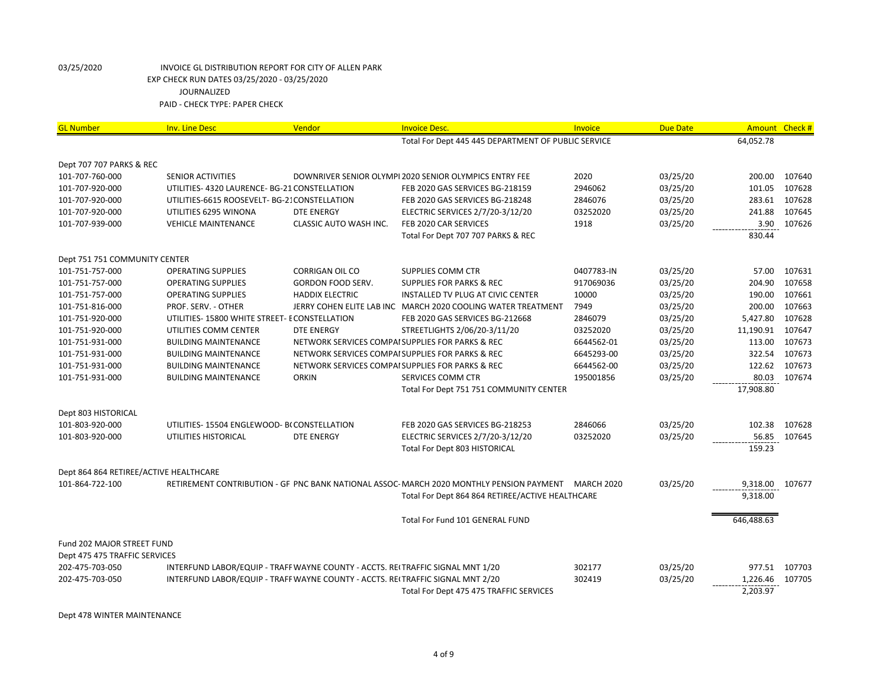03/25/2020 INVOICE GL DISTRIBUTION REPORT FOR CITY OF ALLEN PARK
EXP CHECK RUN DATES 03/25/2020 - 03/25/2020
JOURNALIZED
PAID - CHECK TYPE: PAPER CHECK

| GL Number | Inv. Line Desc | Vendor | Invoice Desc. | Invoice | Due Date | Amount | Check # |
|---|---|---|---|---|---|---|---|
| | | | Total For Dept 445 445 DEPARTMENT OF PUBLIC SERVICE | | | 64,052.78 | |
| Dept 707 707 PARKS & REC | | | | | | | |
| 101-707-760-000 | SENIOR ACTIVITIES | DOWNRIVER SENIOR OLYMPI | 2020 SENIOR OLYMPICS ENTRY FEE | 2020 | 03/25/20 | 200.00 | 107640 |
| 101-707-920-000 | UTILITIES- 4320 LAURENCE- BG-21 | CONSTELLATION | FEB 2020 GAS SERVICES BG-218159 | 2946062 | 03/25/20 | 101.05 | 107628 |
| 101-707-920-000 | UTILITIES-6615 ROOSEVELT- BG-21 | CONSTELLATION | FEB 2020 GAS SERVICES BG-218248 | 2846076 | 03/25/20 | 283.61 | 107628 |
| 101-707-920-000 | UTILITIES 6295 WINONA | DTE ENERGY | ELECTRIC SERVICES 2/7/20-3/12/20 | 03252020 | 03/25/20 | 241.88 | 107645 |
| 101-707-939-000 | VEHICLE MAINTENANCE | CLASSIC AUTO WASH INC. | FEB 2020 CAR SERVICES | 1918 | 03/25/20 | 3.90 | 107626 |
| | | | Total For Dept 707 707 PARKS & REC | | | 830.44 | |
| Dept 751 751 COMMUNITY CENTER | | | | | | | |
| 101-751-757-000 | OPERATING SUPPLIES | CORRIGAN OIL CO | SUPPLIES COMM CTR | 0407783-IN | 03/25/20 | 57.00 | 107631 |
| 101-751-757-000 | OPERATING SUPPLIES | GORDON FOOD SERV. | SUPPLIES FOR PARKS & REC | 917069036 | 03/25/20 | 204.90 | 107658 |
| 101-751-757-000 | OPERATING SUPPLIES | HADDIX ELECTRIC | INSTALLED TV PLUG AT CIVIC CENTER | 10000 | 03/25/20 | 190.00 | 107661 |
| 101-751-816-000 | PROF. SERV. - OTHER | JERRY COHEN ELITE LAB INC | MARCH 2020 COOLING WATER TREATMENT | 7949 | 03/25/20 | 200.00 | 107663 |
| 101-751-920-000 | UTILITIES- 15800 WHITE STREET- E | CONSTELLATION | FEB 2020 GAS SERVICES BG-212668 | 2846079 | 03/25/20 | 5,427.80 | 107628 |
| 101-751-920-000 | UTILITIES COMM CENTER | DTE ENERGY | STREETLIGHTS 2/06/20-3/11/20 | 03252020 | 03/25/20 | 11,190.91 | 107647 |
| 101-751-931-000 | BUILDING MAINTENANCE | NETWORK SERVICES COMPA | SUPPLIES FOR PARKS & REC | 6644562-01 | 03/25/20 | 113.00 | 107673 |
| 101-751-931-000 | BUILDING MAINTENANCE | NETWORK SERVICES COMPA | SUPPLIES FOR PARKS & REC | 6645293-00 | 03/25/20 | 322.54 | 107673 |
| 101-751-931-000 | BUILDING MAINTENANCE | NETWORK SERVICES COMPA | SUPPLIES FOR PARKS & REC | 6644562-00 | 03/25/20 | 122.62 | 107673 |
| 101-751-931-000 | BUILDING MAINTENANCE | ORKIN | SERVICES COMM CTR | 195001856 | 03/25/20 | 80.03 | 107674 |
| | | | Total For Dept 751 751 COMMUNITY CENTER | | | 17,908.80 | |
| Dept 803 HISTORICAL | | | | | | | |
| 101-803-920-000 | UTILITIES- 15504 ENGLEWOOD- B | CONSTELLATION | FEB 2020 GAS SERVICES BG-218253 | 2846066 | 03/25/20 | 102.38 | 107628 |
| 101-803-920-000 | UTILITIES HISTORICAL | DTE ENERGY | ELECTRIC SERVICES 2/7/20-3/12/20 | 03252020 | 03/25/20 | 56.85 | 107645 |
| | | | Total For Dept 803 HISTORICAL | | | 159.23 | |
| Dept 864 864 RETIREE/ACTIVE HEALTHCARE | | | | | | | |
| 101-864-722-100 | RETIREMENT CONTRIBUTION - GF | PNC BANK NATIONAL ASSOC | MARCH 2020 MONTHLY PENSION PAYMENT | MARCH 2020 | 03/25/20 | 9,318.00 | 107677 |
| | | | Total For Dept 864 864 RETIREE/ACTIVE HEALTHCARE | | | 9,318.00 | |
| | | | Total For Fund 101 GENERAL FUND | | | 646,488.63 | |
| Fund 202 MAJOR STREET FUND | | | | | | | |
| Dept 475 475 TRAFFIC SERVICES | | | | | | | |
| 202-475-703-050 | INTERFUND LABOR/EQUIP - TRAFF | WAYNE COUNTY - ACCTS. RE | TRAFFIC SIGNAL MNT 1/20 | 302177 | 03/25/20 | 977.51 | 107703 |
| 202-475-703-050 | INTERFUND LABOR/EQUIP - TRAFF | WAYNE COUNTY - ACCTS. RE | TRAFFIC SIGNAL MNT 2/20 | 302419 | 03/25/20 | 1,226.46 | 107705 |
| | | | Total For Dept 475 475 TRAFFIC SERVICES | | | 2,203.97 | |
| Dept 478 WINTER MAINTENANCE | | | | | | | |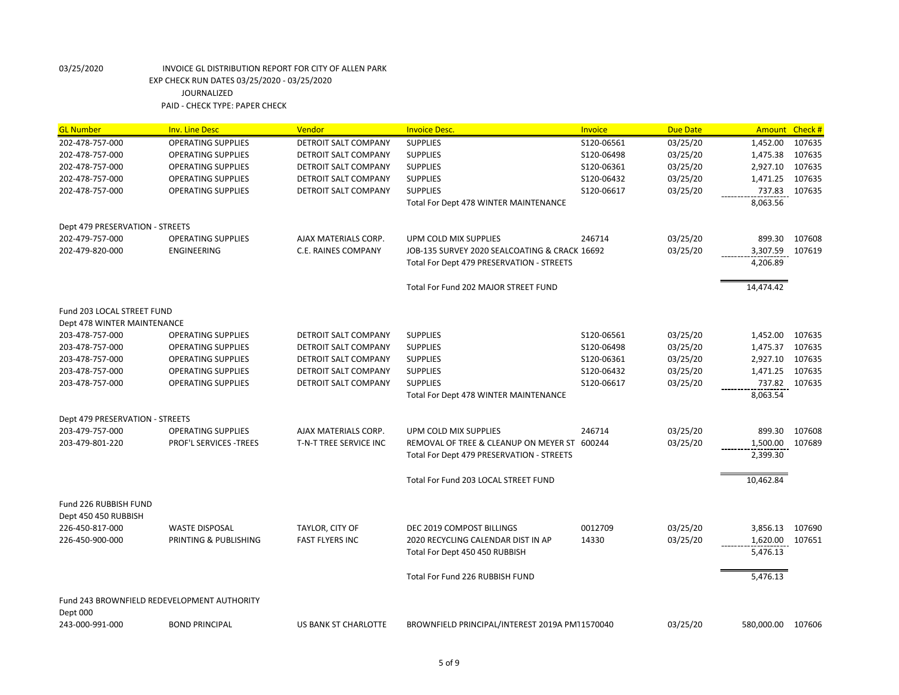03/25/2020 INVOICE GL DISTRIBUTION REPORT FOR CITY OF ALLEN PARK
EXP CHECK RUN DATES 03/25/2020 - 03/25/2020
JOURNALIZED
PAID - CHECK TYPE: PAPER CHECK

| GL Number | Inv. Line Desc | Vendor | Invoice Desc. | Invoice | Due Date | Amount | Check # |
|---|---|---|---|---|---|---|---|
| 202-478-757-000 | OPERATING SUPPLIES | DETROIT SALT COMPANY | SUPPLIES | S120-06561 | 03/25/20 | 1,452.00 | 107635 |
| 202-478-757-000 | OPERATING SUPPLIES | DETROIT SALT COMPANY | SUPPLIES | S120-06498 | 03/25/20 | 1,475.38 | 107635 |
| 202-478-757-000 | OPERATING SUPPLIES | DETROIT SALT COMPANY | SUPPLIES | S120-06361 | 03/25/20 | 2,927.10 | 107635 |
| 202-478-757-000 | OPERATING SUPPLIES | DETROIT SALT COMPANY | SUPPLIES | S120-06432 | 03/25/20 | 1,471.25 | 107635 |
| 202-478-757-000 | OPERATING SUPPLIES | DETROIT SALT COMPANY | SUPPLIES | S120-06617 | 03/25/20 | 737.83 | 107635 |
| | | | Total For Dept 478 WINTER MAINTENANCE | | | 8,063.56 | |
| Dept 479 PRESERVATION - STREETS | | | | | | | |
| 202-479-757-000 | OPERATING SUPPLIES | AJAX MATERIALS CORP. | UPM COLD MIX SUPPLIES | 246714 | 03/25/20 | 899.30 | 107608 |
| 202-479-820-000 | ENGINEERING | C.E. RAINES COMPANY | JOB-135 SURVEY 2020 SEALCOATING & CRACK | 16692 | 03/25/20 | 3,307.59 | 107619 |
| | | | Total For Dept 479 PRESERVATION - STREETS | | | 4,206.89 | |
| | | | Total For Fund 202 MAJOR STREET FUND | | | 14,474.42 | |
| Fund 203 LOCAL STREET FUND | | | | | | | |
| Dept 478 WINTER MAINTENANCE | | | | | | | |
| 203-478-757-000 | OPERATING SUPPLIES | DETROIT SALT COMPANY | SUPPLIES | S120-06561 | 03/25/20 | 1,452.00 | 107635 |
| 203-478-757-000 | OPERATING SUPPLIES | DETROIT SALT COMPANY | SUPPLIES | S120-06498 | 03/25/20 | 1,475.37 | 107635 |
| 203-478-757-000 | OPERATING SUPPLIES | DETROIT SALT COMPANY | SUPPLIES | S120-06361 | 03/25/20 | 2,927.10 | 107635 |
| 203-478-757-000 | OPERATING SUPPLIES | DETROIT SALT COMPANY | SUPPLIES | S120-06432 | 03/25/20 | 1,471.25 | 107635 |
| 203-478-757-000 | OPERATING SUPPLIES | DETROIT SALT COMPANY | SUPPLIES | S120-06617 | 03/25/20 | 737.82 | 107635 |
| | | | Total For Dept 478 WINTER MAINTENANCE | | | 8,063.54 | |
| Dept 479 PRESERVATION - STREETS | | | | | | | |
| 203-479-757-000 | OPERATING SUPPLIES | AJAX MATERIALS CORP. | UPM COLD MIX SUPPLIES | 246714 | 03/25/20 | 899.30 | 107608 |
| 203-479-801-220 | PROF'L SERVICES -TREES | T-N-T TREE SERVICE INC | REMOVAL OF TREE & CLEANUP ON MEYER ST | 600244 | 03/25/20 | 1,500.00 | 107689 |
| | | | Total For Dept 479 PRESERVATION - STREETS | | | 2,399.30 | |
| | | | Total For Fund 203 LOCAL STREET FUND | | | 10,462.84 | |
| Fund 226 RUBBISH FUND | | | | | | | |
| Dept 450 450 RUBBISH | | | | | | | |
| 226-450-817-000 | WASTE DISPOSAL | TAYLOR, CITY OF | DEC 2019 COMPOST BILLINGS | 0012709 | 03/25/20 | 3,856.13 | 107690 |
| 226-450-900-000 | PRINTING & PUBLISHING | FAST FLYERS INC | 2020 RECYCLING CALENDAR DIST IN AP | 14330 | 03/25/20 | 1,620.00 | 107651 |
| | | | Total For Dept 450 450 RUBBISH | | | 5,476.13 | |
| | | | Total For Fund 226 RUBBISH FUND | | | 5,476.13 | |
| Fund 243 BROWNFIELD REDEVELOPMENT AUTHORITY | | | | | | | |
| Dept 000 | | | | | | | |
| 243-000-991-000 | BOND PRINCIPAL | US BANK ST CHARLOTTE | BROWNFIELD PRINCIPAL/INTEREST 2019A PM | 11570040 | 03/25/20 | 580,000.00 | 107606 |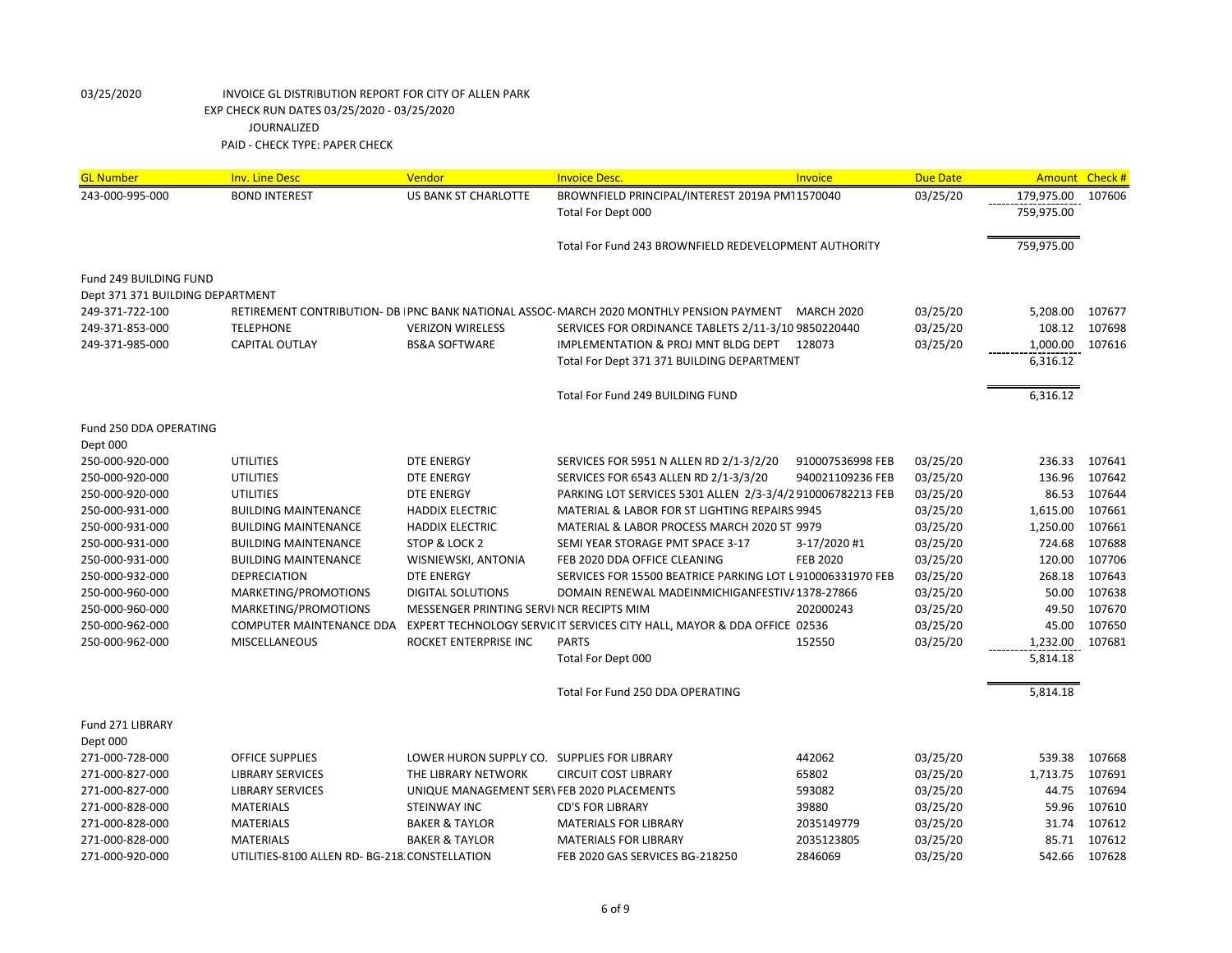03/25/2020 INVOICE GL DISTRIBUTION REPORT FOR CITY OF ALLEN PARK
EXP CHECK RUN DATES 03/25/2020 - 03/25/2020
JOURNALIZED
PAID - CHECK TYPE: PAPER CHECK

| GL Number | Inv. Line Desc | Vendor | Invoice Desc. | Invoice | Due Date | Amount | Check # |
|---|---|---|---|---|---|---|---|
| 243-000-995-000 | BOND INTEREST | US BANK ST CHARLOTTE | BROWNFIELD PRINCIPAL/INTEREST 2019A PM | 1570040 | 03/25/20 | 179,975.00 | 107606 |
| | | | Total For Dept 000 | | | 759,975.00 | |
| | | | Total For Fund 243 BROWNFIELD REDEVELOPMENT AUTHORITY | | | 759,975.00 | |
| Fund 249 BUILDING FUND | | | | | | | |
| Dept 371 371 BUILDING DEPARTMENT | | | | | | | |
| 249-371-722-100 | RETIREMENT CONTRIBUTION- DB | PNC BANK NATIONAL ASSOC | MARCH 2020 MONTHLY PENSION PAYMENT | MARCH 2020 | 03/25/20 | 5,208.00 | 107677 |
| 249-371-853-000 | TELEPHONE | VERIZON WIRELESS | SERVICES FOR ORDINANCE TABLETS 2/11-3/10 | 9850220440 | 03/25/20 | 108.12 | 107698 |
| 249-371-985-000 | CAPITAL OUTLAY | BS&A SOFTWARE | IMPLEMENTATION & PROJ MNT BLDG DEPT | 128073 | 03/25/20 | 1,000.00 | 107616 |
| | | | Total For Dept 371 371 BUILDING DEPARTMENT | | | 6,316.12 | |
| | | | Total For Fund 249 BUILDING FUND | | | 6,316.12 | |
| Fund 250 DDA OPERATING | | | | | | | |
| Dept 000 | | | | | | | |
| 250-000-920-000 | UTILITIES | DTE ENERGY | SERVICES FOR 5951 N ALLEN RD 2/1-3/2/20 | 910007536998 FEB | 03/25/20 | 236.33 | 107641 |
| 250-000-920-000 | UTILITIES | DTE ENERGY | SERVICES FOR 6543 ALLEN RD 2/1-3/3/20 | 940021109236 FEB | 03/25/20 | 136.96 | 107642 |
| 250-000-920-000 | UTILITIES | DTE ENERGY | PARKING LOT SERVICES 5301 ALLEN 2/3-3/4/2 | 910006782213 FEB | 03/25/20 | 86.53 | 107644 |
| 250-000-931-000 | BUILDING MAINTENANCE | HADDIX ELECTRIC | MATERIAL & LABOR FOR ST LIGHTING REPAIRS | 9945 | 03/25/20 | 1,615.00 | 107661 |
| 250-000-931-000 | BUILDING MAINTENANCE | HADDIX ELECTRIC | MATERIAL & LABOR PROCESS MARCH 2020 ST | 9979 | 03/25/20 | 1,250.00 | 107661 |
| 250-000-931-000 | BUILDING MAINTENANCE | STOP & LOCK 2 | SEMI YEAR STORAGE PMT SPACE 3-17 | 3-17/2020 #1 | 03/25/20 | 724.68 | 107688 |
| 250-000-931-000 | BUILDING MAINTENANCE | WISNIEWSKI, ANTONIA | FEB 2020 DDA OFFICE CLEANING | FEB 2020 | 03/25/20 | 120.00 | 107706 |
| 250-000-932-000 | DEPRECIATION | DTE ENERGY | SERVICES FOR 15500 BEATRICE PARKING LOT L | 910006331970 FEB | 03/25/20 | 268.18 | 107643 |
| 250-000-960-000 | MARKETING/PROMOTIONS | DIGITAL SOLUTIONS | DOMAIN RENEWAL MADEINMICHIGANFESTIVA | 1378-27866 | 03/25/20 | 50.00 | 107638 |
| 250-000-960-000 | MARKETING/PROMOTIONS | MESSENGER PRINTING SERVI | NCR RECIPTS MIM | 202000243 | 03/25/20 | 49.50 | 107670 |
| 250-000-962-000 | COMPUTER MAINTENANCE DDA | EXPERT TECHNOLOGY SERVIC | IT SERVICES CITY HALL, MAYOR & DDA OFFICE | 02536 | 03/25/20 | 45.00 | 107650 |
| 250-000-962-000 | MISCELLANEOUS | ROCKET ENTERPRISE INC | PARTS | 152550 | 03/25/20 | 1,232.00 | 107681 |
| | | | Total For Dept 000 | | | 5,814.18 | |
| | | | Total For Fund 250 DDA OPERATING | | | 5,814.18 | |
| Fund 271 LIBRARY | | | | | | | |
| Dept 000 | | | | | | | |
| 271-000-728-000 | OFFICE SUPPLIES | LOWER HURON SUPPLY CO. | SUPPLIES FOR LIBRARY | 442062 | 03/25/20 | 539.38 | 107668 |
| 271-000-827-000 | LIBRARY SERVICES | THE LIBRARY NETWORK | CIRCUIT COST LIBRARY | 65802 | 03/25/20 | 1,713.75 | 107691 |
| 271-000-827-000 | LIBRARY SERVICES | UNIQUE MANAGEMENT SERV | FEB 2020 PLACEMENTS | 593082 | 03/25/20 | 44.75 | 107694 |
| 271-000-828-000 | MATERIALS | STEINWAY INC | CD'S FOR LIBRARY | 39880 | 03/25/20 | 59.96 | 107610 |
| 271-000-828-000 | MATERIALS | BAKER & TAYLOR | MATERIALS FOR LIBRARY | 2035149779 | 03/25/20 | 31.74 | 107612 |
| 271-000-828-000 | MATERIALS | BAKER & TAYLOR | MATERIALS FOR LIBRARY | 2035123805 | 03/25/20 | 85.71 | 107612 |
| 271-000-920-000 | UTILITIES-8100 ALLEN RD- BG-218 | CONSTELLATION | FEB 2020 GAS SERVICES BG-218250 | 2846069 | 03/25/20 | 542.66 | 107628 |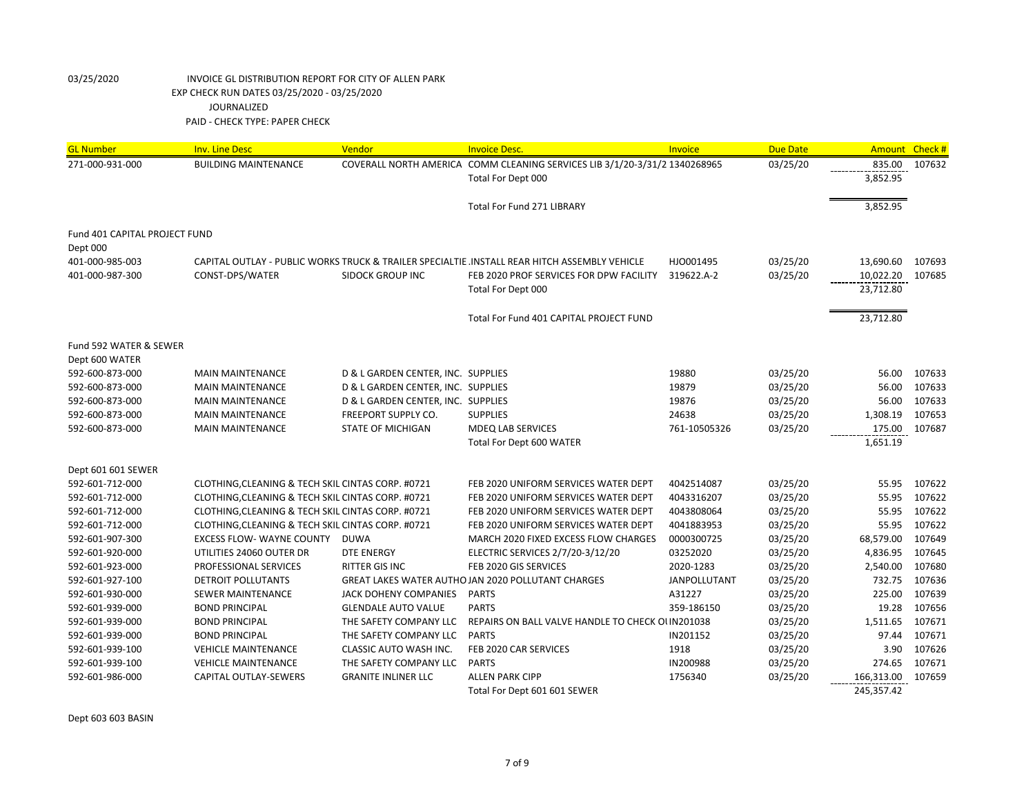03/25/2020 INVOICE GL DISTRIBUTION REPORT FOR CITY OF ALLEN PARK
EXP CHECK RUN DATES 03/25/2020 - 03/25/2020
JOURNALIZED
PAID - CHECK TYPE: PAPER CHECK

| GL Number | Inv. Line Desc | Vendor | Invoice Desc. | Invoice | Due Date | Amount | Check # |
|---|---|---|---|---|---|---|---|
| 271-000-931-000 | BUILDING MAINTENANCE | COVERALL NORTH AMERICA | COMM CLEANING SERVICES LIB 3/1/20-3/31/2 | 1340268965 | 03/25/20 | 835.00 | 107632 |
| | | | Total For Dept 000 | | | 3,852.95 | |
| | | | Total For Fund 271 LIBRARY | | | 3,852.95 | |
| Fund 401 CAPITAL PROJECT FUND | | | | | | | |
| Dept 000 | | | | | | | |
| 401-000-985-003 | CAPITAL OUTLAY - PUBLIC WORKS | TRUCK & TRAILER SPECIALTIE | INSTALL REAR HITCH ASSEMBLY VEHICLE | HJO001495 | 03/25/20 | 13,690.60 | 107693 |
| 401-000-987-300 | CONST-DPS/WATER | SIDOCK GROUP INC | FEB 2020 PROF SERVICES FOR DPW FACILITY | 319622.A-2 | 03/25/20 | 10,022.20 | 107685 |
| | | | Total For Dept 000 | | | 23,712.80 | |
| | | | Total For Fund 401 CAPITAL PROJECT FUND | | | 23,712.80 | |
| Fund 592 WATER & SEWER | | | | | | | |
| Dept 600 WATER | | | | | | | |
| 592-600-873-000 | MAIN MAINTENANCE | D & L GARDEN CENTER, INC. | SUPPLIES | 19880 | 03/25/20 | 56.00 | 107633 |
| 592-600-873-000 | MAIN MAINTENANCE | D & L GARDEN CENTER, INC. | SUPPLIES | 19879 | 03/25/20 | 56.00 | 107633 |
| 592-600-873-000 | MAIN MAINTENANCE | D & L GARDEN CENTER, INC. | SUPPLIES | 19876 | 03/25/20 | 56.00 | 107633 |
| 592-600-873-000 | MAIN MAINTENANCE | FREEPORT SUPPLY CO. | SUPPLIES | 24638 | 03/25/20 | 1,308.19 | 107653 |
| 592-600-873-000 | MAIN MAINTENANCE | STATE OF MICHIGAN | MDEQ LAB SERVICES | 761-10505326 | 03/25/20 | 175.00 | 107687 |
| | | | Total For Dept 600 WATER | | | 1,651.19 | |
| Dept 601 601 SEWER | | | | | | | |
| 592-601-712-000 | CLOTHING,CLEANING & TECH SKIL | CINTAS CORP. #0721 | FEB 2020 UNIFORM SERVICES WATER DEPT | 4042514087 | 03/25/20 | 55.95 | 107622 |
| 592-601-712-000 | CLOTHING,CLEANING & TECH SKIL | CINTAS CORP. #0721 | FEB 2020 UNIFORM SERVICES WATER DEPT | 4043316207 | 03/25/20 | 55.95 | 107622 |
| 592-601-712-000 | CLOTHING,CLEANING & TECH SKIL | CINTAS CORP. #0721 | FEB 2020 UNIFORM SERVICES WATER DEPT | 4043808064 | 03/25/20 | 55.95 | 107622 |
| 592-601-712-000 | CLOTHING,CLEANING & TECH SKIL | CINTAS CORP. #0721 | FEB 2020 UNIFORM SERVICES WATER DEPT | 4041883953 | 03/25/20 | 55.95 | 107622 |
| 592-601-907-300 | EXCESS FLOW- WAYNE COUNTY | DUWA | MARCH 2020 FIXED EXCESS FLOW CHARGES | 0000300725 | 03/25/20 | 68,579.00 | 107649 |
| 592-601-920-000 | UTILITIES 24060 OUTER DR | DTE ENERGY | ELECTRIC SERVICES 2/7/20-3/12/20 | 03252020 | 03/25/20 | 4,836.95 | 107645 |
| 592-601-923-000 | PROFESSIONAL SERVICES | RITTER GIS INC | FEB 2020 GIS SERVICES | 2020-1283 | 03/25/20 | 2,540.00 | 107680 |
| 592-601-927-100 | DETROIT POLLUTANTS | GREAT LAKES WATER AUTHO | JAN 2020 POLLUTANT CHARGES | JANPOLLUTANT | 03/25/20 | 732.75 | 107636 |
| 592-601-930-000 | SEWER MAINTENANCE | JACK DOHENY COMPANIES | PARTS | A31227 | 03/25/20 | 225.00 | 107639 |
| 592-601-939-000 | BOND PRINCIPAL | GLENDALE AUTO VALUE | PARTS | 359-186150 | 03/25/20 | 19.28 | 107656 |
| 592-601-939-000 | BOND PRINCIPAL | THE SAFETY COMPANY LLC | REPAIRS ON BALL VALVE HANDLE TO CHECK OI | IN201038 | 03/25/20 | 1,511.65 | 107671 |
| 592-601-939-000 | BOND PRINCIPAL | THE SAFETY COMPANY LLC | PARTS | IN201152 | 03/25/20 | 97.44 | 107671 |
| 592-601-939-100 | VEHICLE MAINTENANCE | CLASSIC AUTO WASH INC. | FEB 2020 CAR SERVICES | 1918 | 03/25/20 | 3.90 | 107626 |
| 592-601-939-100 | VEHICLE MAINTENANCE | THE SAFETY COMPANY LLC | PARTS | IN200988 | 03/25/20 | 274.65 | 107671 |
| 592-601-986-000 | CAPITAL OUTLAY-SEWERS | GRANITE INLINER LLC | ALLEN PARK CIPP | 1756340 | 03/25/20 | 166,313.00 | 107659 |
| | | | Total For Dept 601 601 SEWER | | | 245,357.42 | |

Dept 603 603 BASIN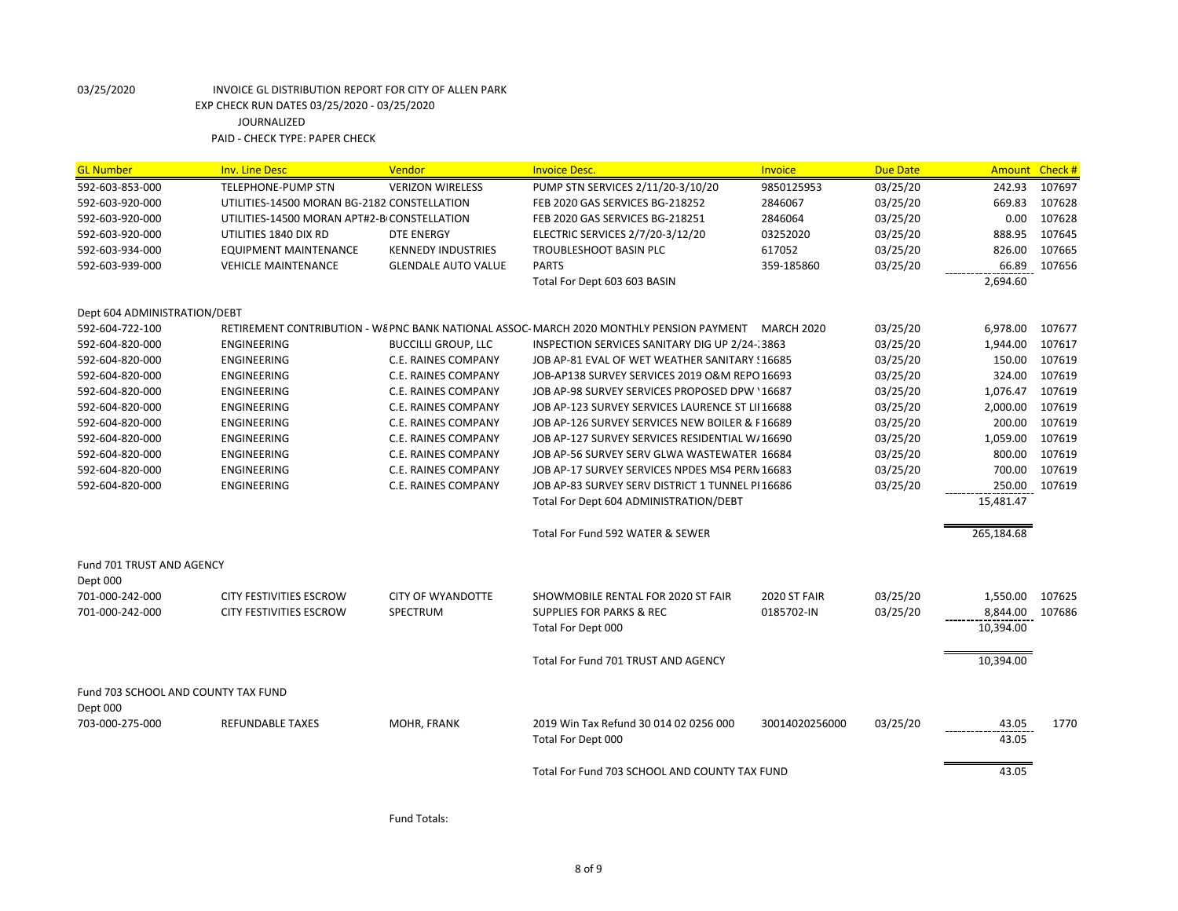03/25/2020 INVOICE GL DISTRIBUTION REPORT FOR CITY OF ALLEN PARK
EXP CHECK RUN DATES 03/25/2020 - 03/25/2020
JOURNALIZED
PAID - CHECK TYPE: PAPER CHECK

| GL Number | Inv. Line Desc | Vendor | Invoice Desc. | Invoice | Due Date | Amount | Check # |
|---|---|---|---|---|---|---|---|
| 592-603-853-000 | TELEPHONE-PUMP STN | VERIZON WIRELESS | PUMP STN SERVICES 2/11/20-3/10/20 | 9850125953 | 03/25/20 | 242.93 | 107697 |
| 592-603-920-000 | UTILITIES-14500 MORAN BG-2182 | CONSTELLATION | FEB 2020 GAS SERVICES BG-218252 | 2846067 | 03/25/20 | 669.83 | 107628 |
| 592-603-920-000 | UTILITIES-14500 MORAN APT#2-B | CONSTELLATION | FEB 2020 GAS SERVICES BG-218251 | 2846064 | 03/25/20 | 0.00 | 107628 |
| 592-603-920-000 | UTILITIES 1840 DIX RD | DTE ENERGY | ELECTRIC SERVICES 2/7/20-3/12/20 | 03252020 | 03/25/20 | 888.95 | 107645 |
| 592-603-934-000 | EQUIPMENT MAINTENANCE | KENNEDY INDUSTRIES | TROUBLESHOOT BASIN PLC | 617052 | 03/25/20 | 826.00 | 107665 |
| 592-603-939-000 | VEHICLE MAINTENANCE | GLENDALE AUTO VALUE | PARTS | 359-185860 | 03/25/20 | 66.89 | 107656 |
| | | | Total For Dept 603 603 BASIN | | | 2,694.60 | |
| Dept 604 ADMINISTRATION/DEBT | | | | | | | |
| 592-604-722-100 | RETIREMENT CONTRIBUTION - W8 | PNC BANK NATIONAL ASSOC | MARCH 2020 MONTHLY PENSION PAYMENT | MARCH 2020 | 03/25/20 | 6,978.00 | 107677 |
| 592-604-820-000 | ENGINEERING | BUCCILLI GROUP, LLC | INSPECTION SERVICES SANITARY DIG UP 2/24- | 3863 | 03/25/20 | 1,944.00 | 107617 |
| 592-604-820-000 | ENGINEERING | C.E. RAINES COMPANY | JOB AP-81 EVAL OF WET WEATHER SANITARY | 16685 | 03/25/20 | 150.00 | 107619 |
| 592-604-820-000 | ENGINEERING | C.E. RAINES COMPANY | JOB-AP138 SURVEY SERVICES 2019 O&M REPO | 16693 | 03/25/20 | 324.00 | 107619 |
| 592-604-820-000 | ENGINEERING | C.E. RAINES COMPANY | JOB AP-98 SURVEY SERVICES PROPOSED DPW | 16687 | 03/25/20 | 1,076.47 | 107619 |
| 592-604-820-000 | ENGINEERING | C.E. RAINES COMPANY | JOB AP-123 SURVEY SERVICES LAURENCE ST LI | 16688 | 03/25/20 | 2,000.00 | 107619 |
| 592-604-820-000 | ENGINEERING | C.E. RAINES COMPANY | JOB AP-126 SURVEY SERVICES NEW BOILER & F | 16689 | 03/25/20 | 200.00 | 107619 |
| 592-604-820-000 | ENGINEERING | C.E. RAINES COMPANY | JOB AP-127 SURVEY SERVICES RESIDENTIAL W/ | 16690 | 03/25/20 | 1,059.00 | 107619 |
| 592-604-820-000 | ENGINEERING | C.E. RAINES COMPANY | JOB AP-56 SURVEY SERV GLWA WASTEWATER | 16684 | 03/25/20 | 800.00 | 107619 |
| 592-604-820-000 | ENGINEERING | C.E. RAINES COMPANY | JOB AP-17 SURVEY SERVICES NPDES MS4 PERM | 16683 | 03/25/20 | 700.00 | 107619 |
| 592-604-820-000 | ENGINEERING | C.E. RAINES COMPANY | JOB AP-83 SURVEY SERV DISTRICT 1 TUNNEL P | 16686 | 03/25/20 | 250.00 | 107619 |
| | | | Total For Dept 604 ADMINISTRATION/DEBT | | | 15,481.47 | |
| | | | Total For Fund 592 WATER & SEWER | | | 265,184.68 | |
| Fund 701 TRUST AND AGENCY | | | | | | | |
| Dept 000 | | | | | | | |
| 701-000-242-000 | CITY FESTIVITIES ESCROW | CITY OF WYANDOTTE | SHOWMOBILE RENTAL FOR 2020 ST FAIR | 2020 ST FAIR | 03/25/20 | 1,550.00 | 107625 |
| 701-000-242-000 | CITY FESTIVITIES ESCROW | SPECTRUM | SUPPLIES FOR PARKS & REC | 0185702-IN | 03/25/20 | 8,844.00 | 107686 |
| | | | Total For Dept 000 | | | 10,394.00 | |
| | | | Total For Fund 701 TRUST AND AGENCY | | | 10,394.00 | |
| Fund 703 SCHOOL AND COUNTY TAX FUND | | | | | | | |
| Dept 000 | | | | | | | |
| 703-000-275-000 | REFUNDABLE TAXES | MOHR, FRANK | 2019 Win Tax Refund 30 014 02 0256 000 | 30014020256000 | 03/25/20 | 43.05 | 1770 |
| | | | Total For Dept 000 | | | 43.05 | |
| | | | Total For Fund 703 SCHOOL AND COUNTY TAX FUND | | | 43.05 | |

Fund Totals: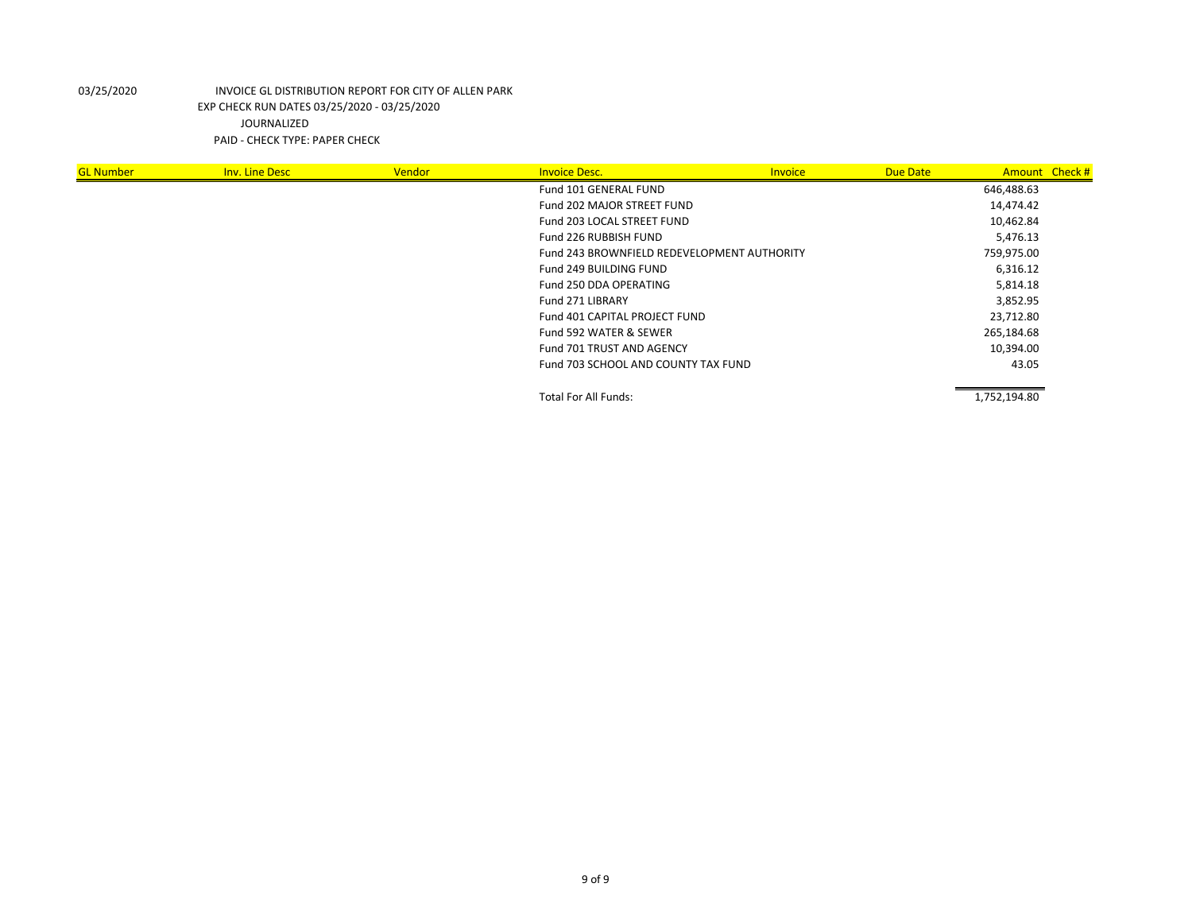03/25/2020 INVOICE GL DISTRIBUTION REPORT FOR CITY OF ALLEN PARK

EXP CHECK RUN DATES 03/25/2020 - 03/25/2020

JOURNALIZED

PAID - CHECK TYPE: PAPER CHECK

| GL Number | Inv. Line Desc | Vendor | Invoice Desc. | Invoice | Due Date | Amount | Check # |
|---|---|---|---|---|---|---|---|
| | | | Fund 101 GENERAL FUND | | | 646,488.63 | |
| | | | Fund 202 MAJOR STREET FUND | | | 14,474.42 | |
| | | | Fund 203 LOCAL STREET FUND | | | 10,462.84 | |
| | | | Fund 226 RUBBISH FUND | | | 5,476.13 | |
| | | | Fund 243 BROWNFIELD REDEVELOPMENT AUTHORITY | | | 759,975.00 | |
| | | | Fund 249 BUILDING FUND | | | 6,316.12 | |
| | | | Fund 250 DDA OPERATING | | | 5,814.18 | |
| | | | Fund 271 LIBRARY | | | 3,852.95 | |
| | | | Fund 401 CAPITAL PROJECT FUND | | | 23,712.80 | |
| | | | Fund 592 WATER & SEWER | | | 265,184.68 | |
| | | | Fund 701 TRUST AND AGENCY | | | 10,394.00 | |
| | | | Fund 703 SCHOOL AND COUNTY TAX FUND | | | 43.05 | |
| | | | Total For All Funds: | | | 1,752,194.80 | |